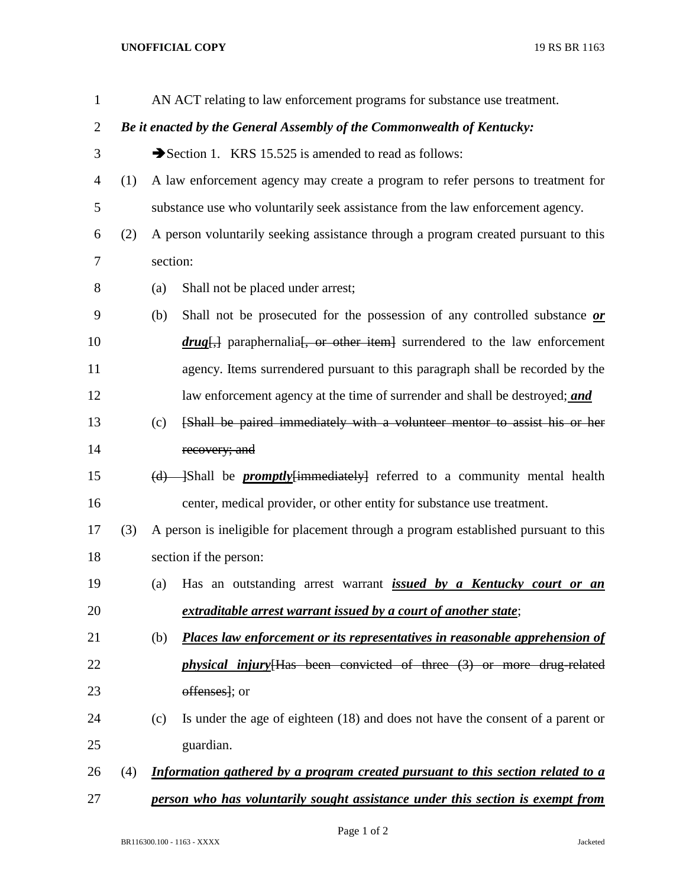AN ACT relating to law enforcement programs for substance use treatment.

***Be it enacted by the General Assembly of the Commonwealth of Kentucky:***

➔Section 1. KRS 15.525 is amended to read as follows:

(1) A law enforcement agency may create a program to refer persons to treatment for substance use who voluntarily seek assistance from the law enforcement agency.

(2) A person voluntarily seeking assistance through a program created pursuant to this section:

(a) Shall not be placed under arrest;

(b) Shall not be prosecuted for the possession of any controlled substance ***or drug***[,] paraphernalia[~~, or other item~~] surrendered to the law enforcement agency. Items surrendered pursuant to this paragraph shall be recorded by the law enforcement agency at the time of surrender and shall be destroyed; ***and***

(c) [~~Shall be paired immediately with a volunteer mentor to assist his or her recovery; and~~

~~(d)~~ ]Shall be ***promptly***[~~immediately~~] referred to a community mental health center, medical provider, or other entity for substance use treatment.

(3) A person is ineligible for placement through a program established pursuant to this section if the person:

(a) Has an outstanding arrest warrant ***issued by a Kentucky court or an extraditable arrest warrant issued by a court of another state***;

(b) ***Places law enforcement or its representatives in reasonable apprehension of physical injury***[~~Has been convicted of three (3) or more drug-related offenses~~]; or

(c) Is under the age of eighteen (18) and does not have the consent of a parent or guardian.

(4) ***Information gathered by a program created pursuant to this section related to a person who has voluntarily sought assistance under this section is exempt from***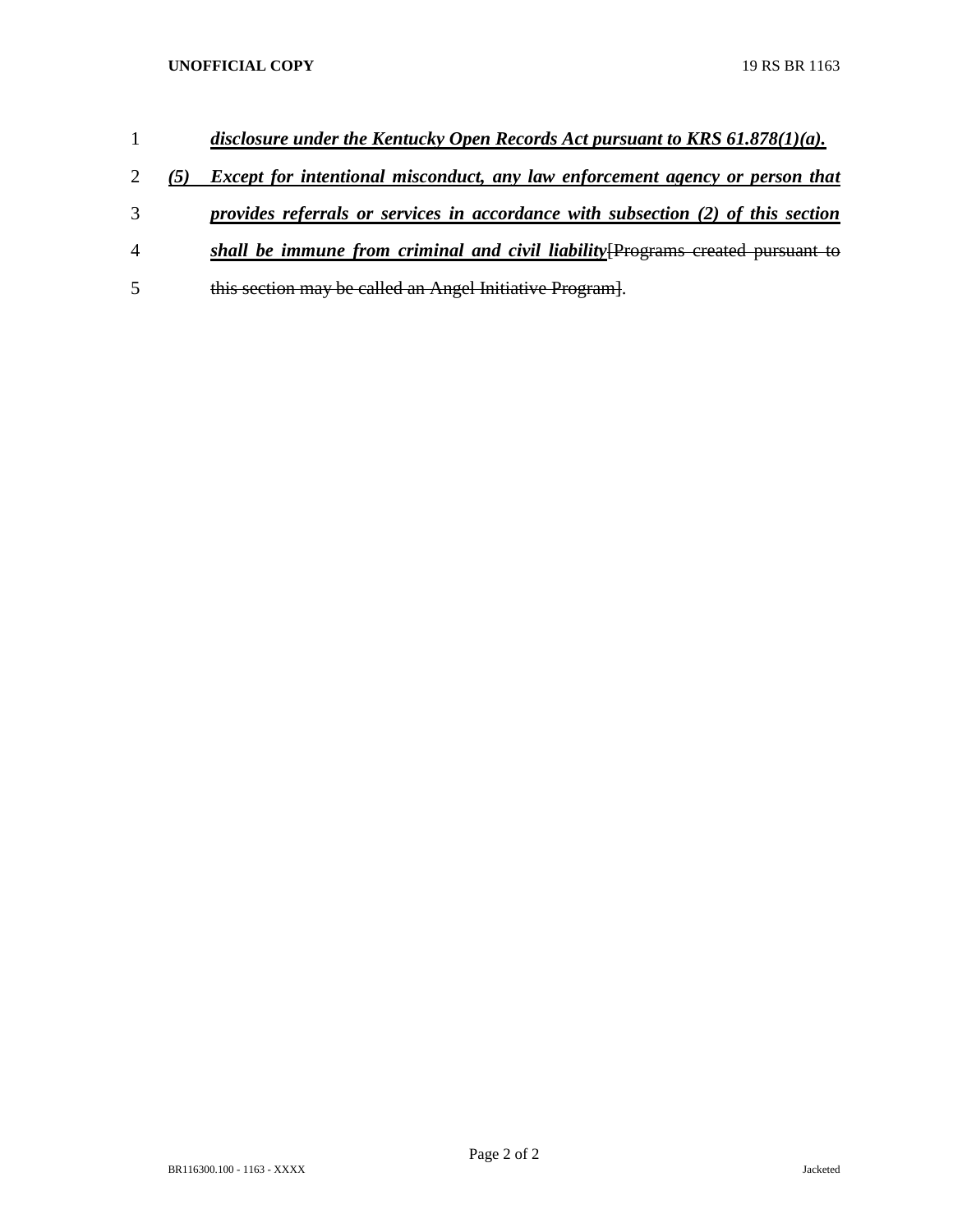***disclosure under the Kentucky Open Records Act pursuant to KRS 61.878(1)(a).***

***(5) Except for intentional misconduct, any law enforcement agency or person that provides referrals or services in accordance with subsection (2) of this section shall be immune from criminal and civil liability***[~~Programs created pursuant to this section may be called an Angel Initiative Program~~].